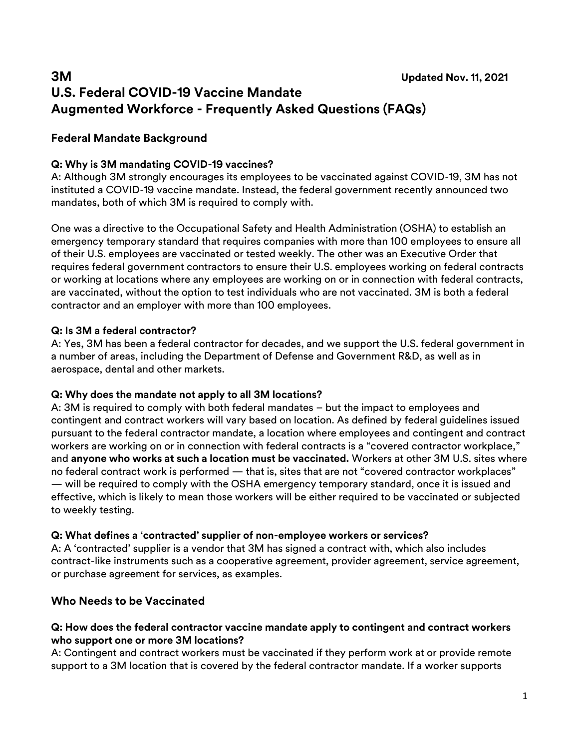# 3M

**Updated Nov. 11, 2021**

# U.S. Federal COVID-19 Vaccine Mandate Augmented Workforce - Frequently Asked Questions (FAQs)

## Federal Mandate Background

**Q: Why is 3M mandating COVID-19 vaccines?**
A: Although 3M strongly encourages its employees to be vaccinated against COVID-19, 3M has not instituted a COVID-19 vaccine mandate. Instead, the federal government recently announced two mandates, both of which 3M is required to comply with.

One was a directive to the Occupational Safety and Health Administration (OSHA) to establish an emergency temporary standard that requires companies with more than 100 employees to ensure all of their U.S. employees are vaccinated or tested weekly. The other was an Executive Order that requires federal government contractors to ensure their U.S. employees working on federal contracts or working at locations where any employees are working on or in connection with federal contracts, are vaccinated, without the option to test individuals who are not vaccinated. 3M is both a federal contractor and an employer with more than 100 employees.

**Q: Is 3M a federal contractor?**
A: Yes, 3M has been a federal contractor for decades, and we support the U.S. federal government in a number of areas, including the Department of Defense and Government R&D, as well as in aerospace, dental and other markets.

**Q: Why does the mandate not apply to all 3M locations?**
A: 3M is required to comply with both federal mandates – but the impact to employees and contingent and contract workers will vary based on location. As defined by federal guidelines issued pursuant to the federal contractor mandate, a location where employees and contingent and contract workers are working on or in connection with federal contracts is a "covered contractor workplace," and **anyone who works at such a location must be vaccinated.** Workers at other 3M U.S. sites where no federal contract work is performed — that is, sites that are not "covered contractor workplaces" — will be required to comply with the OSHA emergency temporary standard, once it is issued and effective, which is likely to mean those workers will be either required to be vaccinated or subjected to weekly testing.

**Q: What defines a 'contracted' supplier of non-employee workers or services?**
A: A 'contracted' supplier is a vendor that 3M has signed a contract with, which also includes contract-like instruments such as a cooperative agreement, provider agreement, service agreement, or purchase agreement for services, as examples.

## Who Needs to be Vaccinated

**Q: How does the federal contractor vaccine mandate apply to contingent and contract workers who support one or more 3M locations?**
A: Contingent and contract workers must be vaccinated if they perform work at or provide remote support to a 3M location that is covered by the federal contractor mandate. If a worker supports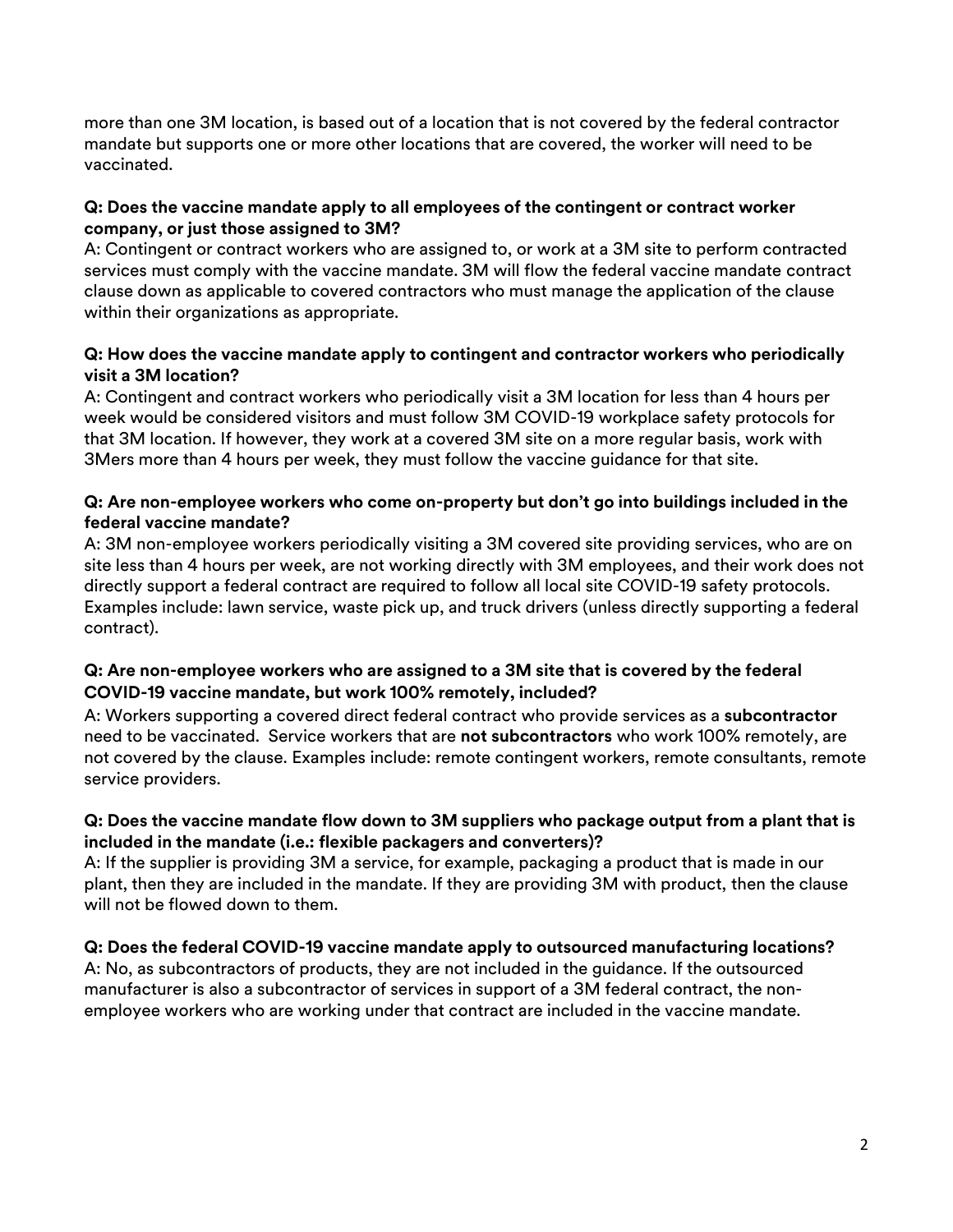more than one 3M location, is based out of a location that is not covered by the federal contractor mandate but supports one or more other locations that are covered, the worker will need to be vaccinated.

**Q: Does the vaccine mandate apply to all employees of the contingent or contract worker company, or just those assigned to 3M?**
A: Contingent or contract workers who are assigned to, or work at a 3M site to perform contracted services must comply with the vaccine mandate. 3M will flow the federal vaccine mandate contract clause down as applicable to covered contractors who must manage the application of the clause within their organizations as appropriate.

**Q: How does the vaccine mandate apply to contingent and contractor workers who periodically visit a 3M location?**
A: Contingent and contract workers who periodically visit a 3M location for less than 4 hours per week would be considered visitors and must follow 3M COVID-19 workplace safety protocols for that 3M location. If however, they work at a covered 3M site on a more regular basis, work with 3Mers more than 4 hours per week, they must follow the vaccine guidance for that site.

**Q: Are non-employee workers who come on-property but don't go into buildings included in the federal vaccine mandate?**
A: 3M non-employee workers periodically visiting a 3M covered site providing services, who are on site less than 4 hours per week, are not working directly with 3M employees, and their work does not directly support a federal contract are required to follow all local site COVID-19 safety protocols. Examples include: lawn service, waste pick up, and truck drivers (unless directly supporting a federal contract).

**Q: Are non-employee workers who are assigned to a 3M site that is covered by the federal COVID-19 vaccine mandate, but work 100% remotely, included?**
A: Workers supporting a covered direct federal contract who provide services as a **subcontractor** need to be vaccinated. Service workers that are **not subcontractors** who work 100% remotely, are not covered by the clause. Examples include: remote contingent workers, remote consultants, remote service providers.

**Q: Does the vaccine mandate flow down to 3M suppliers who package output from a plant that is included in the mandate (i.e.: flexible packagers and converters)?**
A: If the supplier is providing 3M a service, for example, packaging a product that is made in our plant, then they are included in the mandate. If they are providing 3M with product, then the clause will not be flowed down to them.

**Q: Does the federal COVID-19 vaccine mandate apply to outsourced manufacturing locations?**
A: No, as subcontractors of products, they are not included in the guidance. If the outsourced manufacturer is also a subcontractor of services in support of a 3M federal contract, the non-employee workers who are working under that contract are included in the vaccine mandate.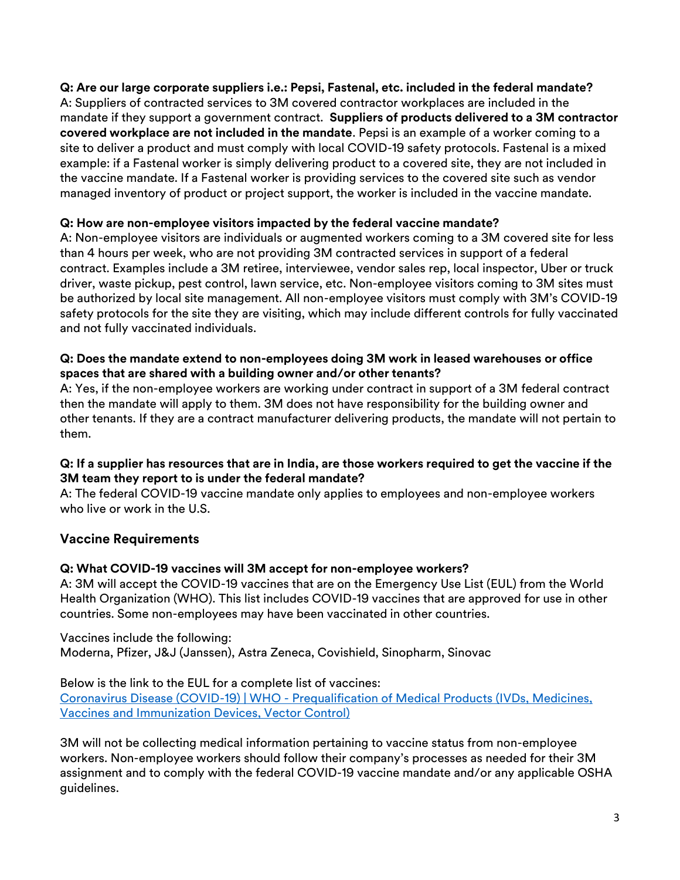**Q: Are our large corporate suppliers i.e.: Pepsi, Fastenal, etc. included in the federal mandate?**
A: Suppliers of contracted services to 3M covered contractor workplaces are included in the mandate if they support a government contract. **Suppliers of products delivered to a 3M contractor covered workplace are not included in the mandate**. Pepsi is an example of a worker coming to a site to deliver a product and must comply with local COVID-19 safety protocols. Fastenal is a mixed example: if a Fastenal worker is simply delivering product to a covered site, they are not included in the vaccine mandate. If a Fastenal worker is providing services to the covered site such as vendor managed inventory of product or project support, the worker is included in the vaccine mandate.

**Q: How are non-employee visitors impacted by the federal vaccine mandate?**
A: Non-employee visitors are individuals or augmented workers coming to a 3M covered site for less than 4 hours per week, who are not providing 3M contracted services in support of a federal contract. Examples include a 3M retiree, interviewee, vendor sales rep, local inspector, Uber or truck driver, waste pickup, pest control, lawn service, etc. Non-employee visitors coming to 3M sites must be authorized by local site management. All non-employee visitors must comply with 3M's COVID-19 safety protocols for the site they are visiting, which may include different controls for fully vaccinated and not fully vaccinated individuals.

**Q: Does the mandate extend to non-employees doing 3M work in leased warehouses or office spaces that are shared with a building owner and/or other tenants?**
A: Yes, if the non-employee workers are working under contract in support of a 3M federal contract then the mandate will apply to them. 3M does not have responsibility for the building owner and other tenants. If they are a contract manufacturer delivering products, the mandate will not pertain to them.

**Q: If a supplier has resources that are in India, are those workers required to get the vaccine if the 3M team they report to is under the federal mandate?**
A: The federal COVID-19 vaccine mandate only applies to employees and non-employee workers who live or work in the U.S.

## Vaccine Requirements

**Q: What COVID-19 vaccines will 3M accept for non-employee workers?**
A: 3M will accept the COVID-19 vaccines that are on the Emergency Use List (EUL) from the World Health Organization (WHO). This list includes COVID-19 vaccines that are approved for use in other countries. Some non-employees may have been vaccinated in other countries.

Vaccines include the following:
Moderna, Pfizer, J&J (Janssen), Astra Zeneca, Covishield, Sinopharm, Sinovac

Below is the link to the EUL for a complete list of vaccines:
Coronavirus Disease (COVID-19) | WHO - Prequalification of Medical Products (IVDs, Medicines, Vaccines and Immunization Devices, Vector Control)

3M will not be collecting medical information pertaining to vaccine status from non-employee workers. Non-employee workers should follow their company's processes as needed for their 3M assignment and to comply with the federal COVID-19 vaccine mandate and/or any applicable OSHA guidelines.